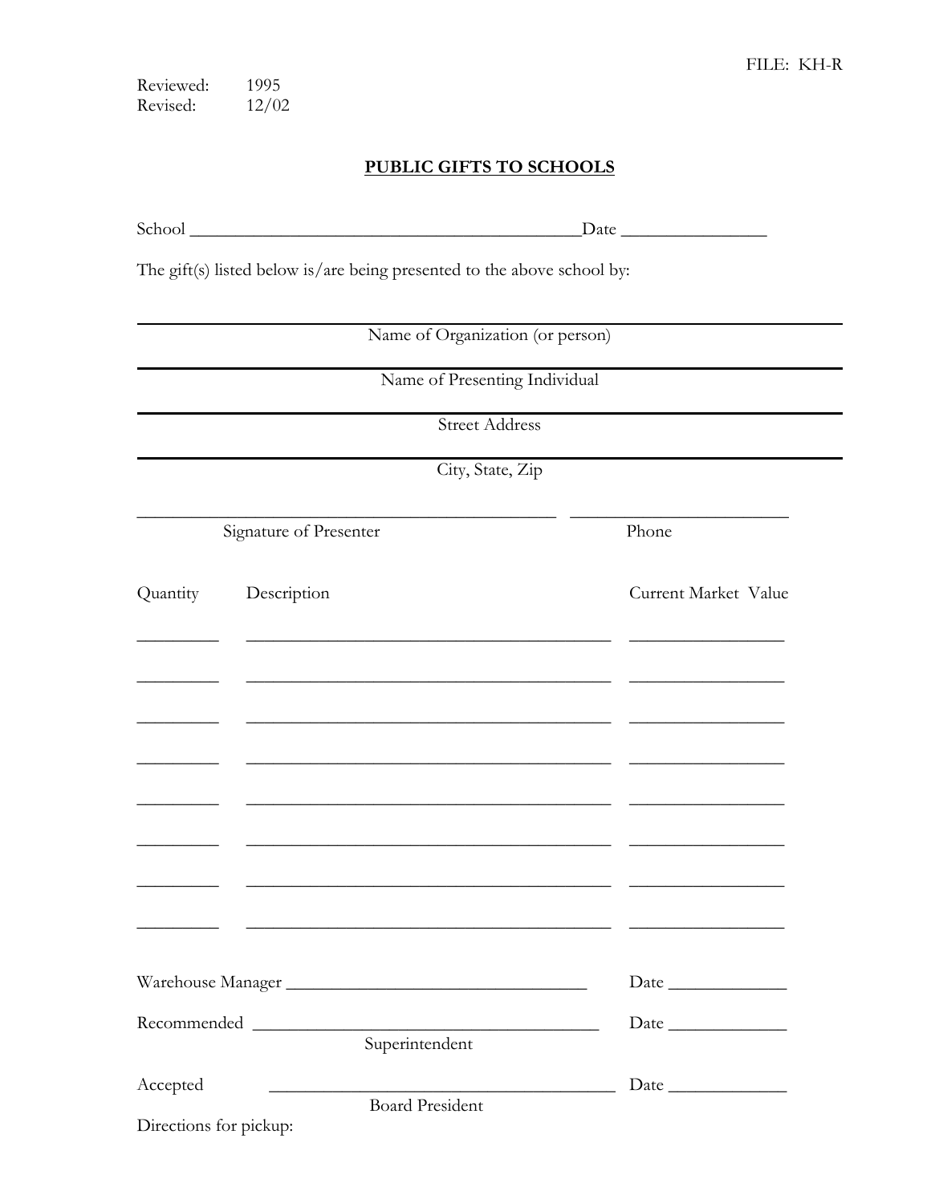FILE: KH-R

Reviewed: 1995
Revised: 12/02

## PUBLIC GIFTS TO SCHOOLS

School ____________________________________________ Date ________________

The gift(s) listed below is/are being presented to the above school by:

______________________________________________________________
Name of Organization (or person)

______________________________________________________________
Name of Presenting Individual

______________________________________________________________
Street Address

______________________________________________________________
City, State, Zip

______________________________________________ ________________________
Signature of Presenter Phone

| Quantity | Description | Current Market Value |
|---|---|---|
| _________ | ________________________________________ | _________________ |
| _________ | ________________________________________ | _________________ |
| _________ | ________________________________________ | _________________ |
| _________ | ________________________________________ | _________________ |
| _________ | ________________________________________ | _________________ |
| _________ | ________________________________________ | _________________ |
| _________ | ________________________________________ | _________________ |
| _________ | ________________________________________ | _________________ |

Warehouse Manager _________________________________ Date _____________

Recommended ____________________________________ Date _____________
Superintendent

Accepted ____________________________________ Date _____________
Board President

Directions for pickup: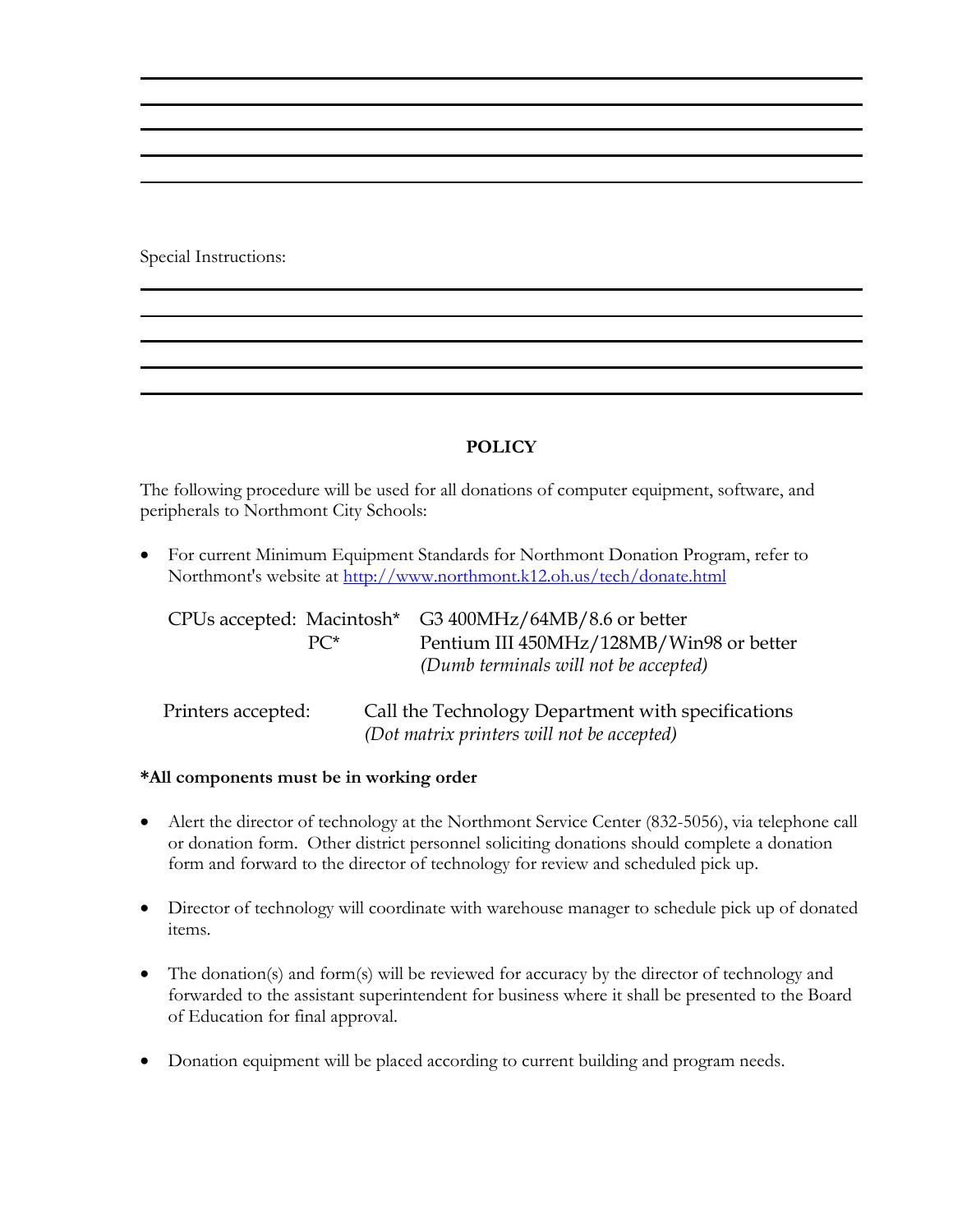Special Instructions:

**POLICY**

The following procedure will be used for all donations of computer equipment, software, and peripherals to Northmont City Schools:

- For current Minimum Equipment Standards for Northmont Donation Program, refer to Northmont's website at http://www.northmont.k12.oh.us/tech/donate.html

| | | |
|---|---|---|
| CPUs accepted: | Macintosh* | G3 400MHz/64MB/8.6 or better |
| | PC* | Pentium III 450MHz/128MB/Win98 or better *(Dumb terminals will not be accepted)* |
| Printers accepted: | | Call the Technology Department with specifications *(Dot matrix printers will not be accepted)* |

***All components must be in working order**

- Alert the director of technology at the Northmont Service Center (832-5056), via telephone call or donation form. Other district personnel soliciting donations should complete a donation form and forward to the director of technology for review and scheduled pick up.

- Director of technology will coordinate with warehouse manager to schedule pick up of donated items.

- The donation(s) and form(s) will be reviewed for accuracy by the director of technology and forwarded to the assistant superintendent for business where it shall be presented to the Board of Education for final approval.

- Donation equipment will be placed according to current building and program needs.